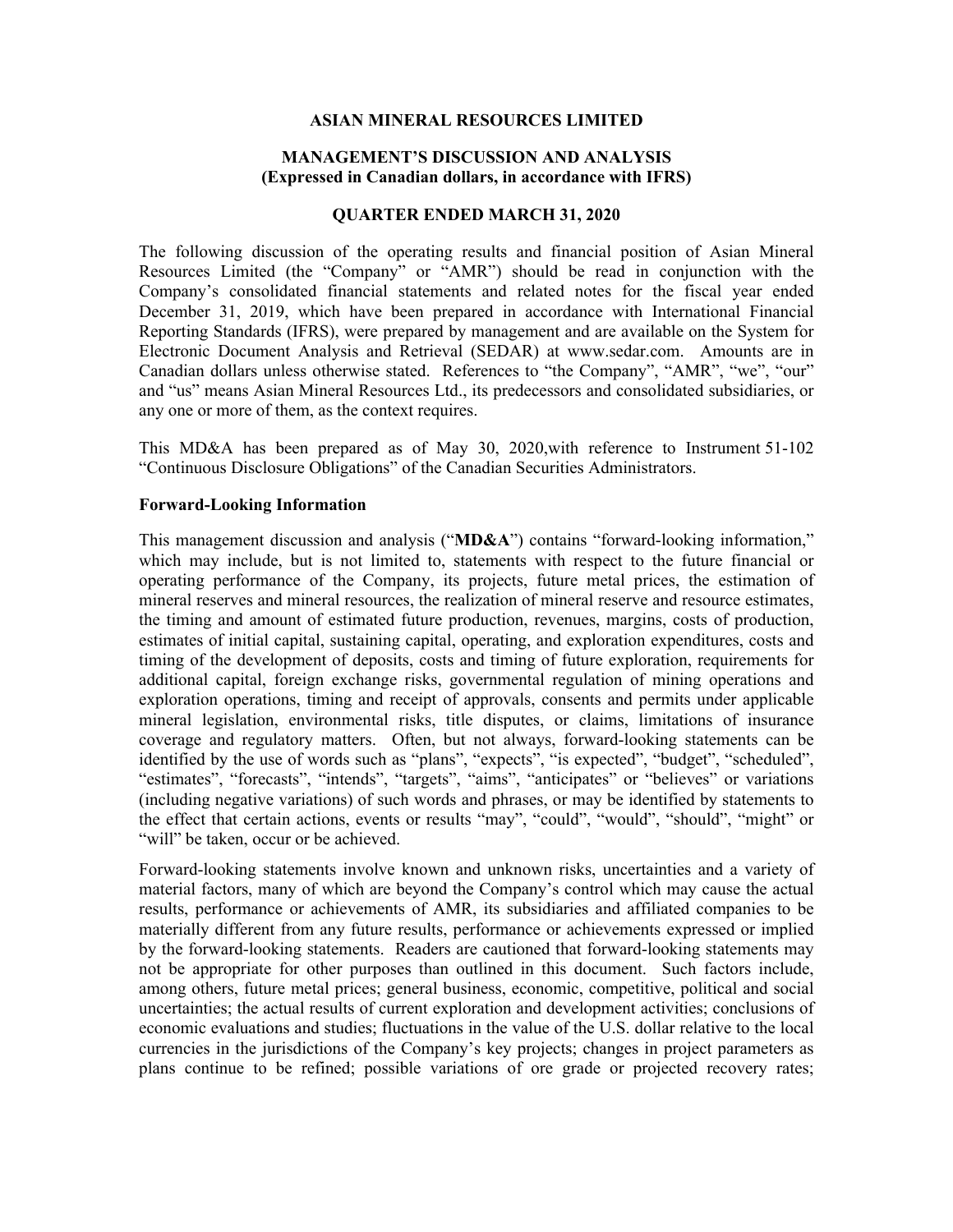# ASIAN MINERAL RESOURCES LIMITED

## MANAGEMENT'S DISCUSSION AND ANALYSIS
### (Expressed in Canadian dollars, in accordance with IFRS)

### QUARTER ENDED MARCH 31, 2020

The following discussion of the operating results and financial position of Asian Mineral Resources Limited (the "Company" or "AMR") should be read in conjunction with the Company's consolidated financial statements and related notes for the fiscal year ended December 31, 2019, which have been prepared in accordance with International Financial Reporting Standards (IFRS), were prepared by management and are available on the System for Electronic Document Analysis and Retrieval (SEDAR) at www.sedar.com. Amounts are in Canadian dollars unless otherwise stated. References to "the Company", "AMR", "we", "our" and "us" means Asian Mineral Resources Ltd., its predecessors and consolidated subsidiaries, or any one or more of them, as the context requires.

This MD&A has been prepared as of May 30, 2020,with reference to Instrument 51-102 "Continuous Disclosure Obligations" of the Canadian Securities Administrators.

**Forward-Looking Information**

This management discussion and analysis ("**MD&A**") contains "forward-looking information," which may include, but is not limited to, statements with respect to the future financial or operating performance of the Company, its projects, future metal prices, the estimation of mineral reserves and mineral resources, the realization of mineral reserve and resource estimates, the timing and amount of estimated future production, revenues, margins, costs of production, estimates of initial capital, sustaining capital, operating, and exploration expenditures, costs and timing of the development of deposits, costs and timing of future exploration, requirements for additional capital, foreign exchange risks, governmental regulation of mining operations and exploration operations, timing and receipt of approvals, consents and permits under applicable mineral legislation, environmental risks, title disputes, or claims, limitations of insurance coverage and regulatory matters. Often, but not always, forward-looking statements can be identified by the use of words such as "plans", "expects", "is expected", "budget", "scheduled", "estimates", "forecasts", "intends", "targets", "aims", "anticipates" or "believes" or variations (including negative variations) of such words and phrases, or may be identified by statements to the effect that certain actions, events or results "may", "could", "would", "should", "might" or "will" be taken, occur or be achieved.

Forward-looking statements involve known and unknown risks, uncertainties and a variety of material factors, many of which are beyond the Company's control which may cause the actual results, performance or achievements of AMR, its subsidiaries and affiliated companies to be materially different from any future results, performance or achievements expressed or implied by the forward-looking statements. Readers are cautioned that forward-looking statements may not be appropriate for other purposes than outlined in this document. Such factors include, among others, future metal prices; general business, economic, competitive, political and social uncertainties; the actual results of current exploration and development activities; conclusions of economic evaluations and studies; fluctuations in the value of the U.S. dollar relative to the local currencies in the jurisdictions of the Company's key projects; changes in project parameters as plans continue to be refined; possible variations of ore grade or projected recovery rates;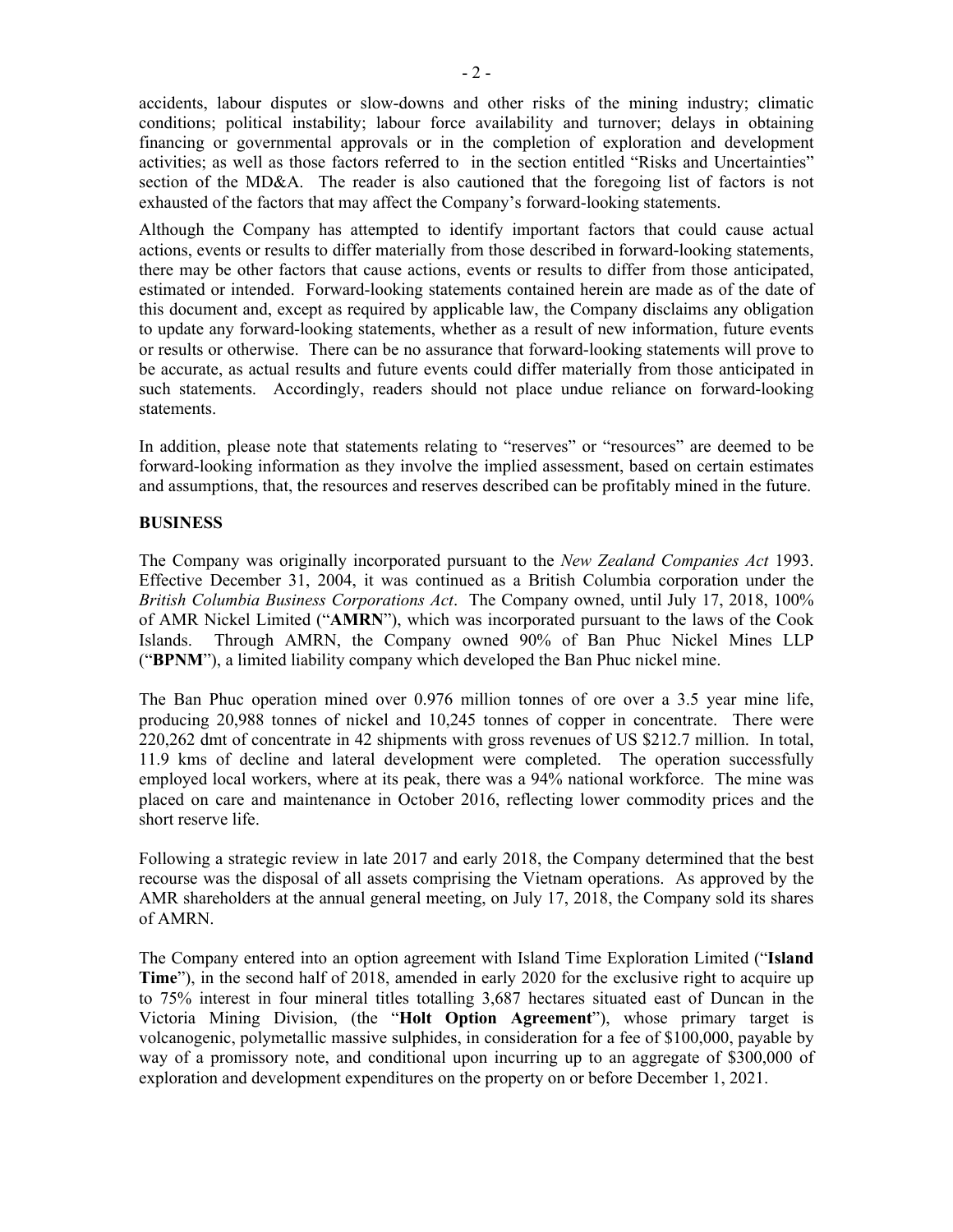accidents, labour disputes or slow-downs and other risks of the mining industry; climatic conditions; political instability; labour force availability and turnover; delays in obtaining financing or governmental approvals or in the completion of exploration and development activities; as well as those factors referred to in the section entitled "Risks and Uncertainties" section of the MD&A. The reader is also cautioned that the foregoing list of factors is not exhausted of the factors that may affect the Company's forward-looking statements.

Although the Company has attempted to identify important factors that could cause actual actions, events or results to differ materially from those described in forward-looking statements, there may be other factors that cause actions, events or results to differ from those anticipated, estimated or intended. Forward-looking statements contained herein are made as of the date of this document and, except as required by applicable law, the Company disclaims any obligation to update any forward-looking statements, whether as a result of new information, future events or results or otherwise. There can be no assurance that forward-looking statements will prove to be accurate, as actual results and future events could differ materially from those anticipated in such statements. Accordingly, readers should not place undue reliance on forward-looking statements.

In addition, please note that statements relating to "reserves" or "resources" are deemed to be forward-looking information as they involve the implied assessment, based on certain estimates and assumptions, that, the resources and reserves described can be profitably mined in the future.

**BUSINESS**

The Company was originally incorporated pursuant to the *New Zealand Companies Act* 1993. Effective December 31, 2004, it was continued as a British Columbia corporation under the *British Columbia Business Corporations Act*. The Company owned, until July 17, 2018, 100% of AMR Nickel Limited ("**AMRN**"), which was incorporated pursuant to the laws of the Cook Islands. Through AMRN, the Company owned 90% of Ban Phuc Nickel Mines LLP ("**BPNM**"), a limited liability company which developed the Ban Phuc nickel mine.

The Ban Phuc operation mined over 0.976 million tonnes of ore over a 3.5 year mine life, producing 20,988 tonnes of nickel and 10,245 tonnes of copper in concentrate. There were 220,262 dmt of concentrate in 42 shipments with gross revenues of US $212.7 million. In total, 11.9 kms of decline and lateral development were completed. The operation successfully employed local workers, where at its peak, there was a 94% national workforce. The mine was placed on care and maintenance in October 2016, reflecting lower commodity prices and the short reserve life.

Following a strategic review in late 2017 and early 2018, the Company determined that the best recourse was the disposal of all assets comprising the Vietnam operations. As approved by the AMR shareholders at the annual general meeting, on July 17, 2018, the Company sold its shares of AMRN.

The Company entered into an option agreement with Island Time Exploration Limited ("**Island Time**"), in the second half of 2018, amended in early 2020 for the exclusive right to acquire up to 75% interest in four mineral titles totalling 3,687 hectares situated east of Duncan in the Victoria Mining Division, (the "**Holt Option Agreement**"), whose primary target is volcanogenic, polymetallic massive sulphides, in consideration for a fee of $100,000, payable by way of a promissory note, and conditional upon incurring up to an aggregate of $300,000 of exploration and development expenditures on the property on or before December 1, 2021.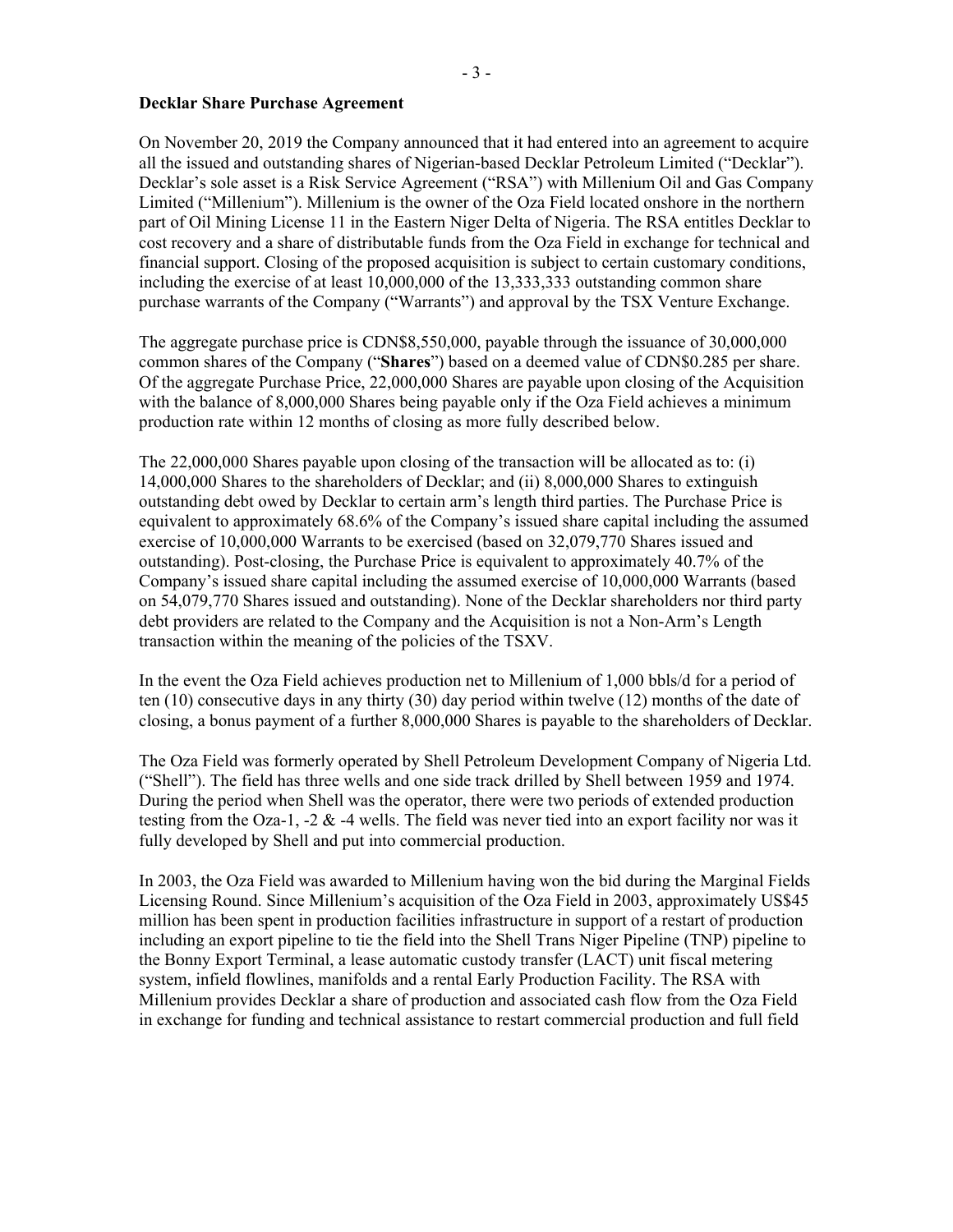**Decklar Share Purchase Agreement**

On November 20, 2019 the Company announced that it had entered into an agreement to acquire all the issued and outstanding shares of Nigerian-based Decklar Petroleum Limited ("Decklar"). Decklar's sole asset is a Risk Service Agreement ("RSA") with Millenium Oil and Gas Company Limited ("Millenium"). Millenium is the owner of the Oza Field located onshore in the northern part of Oil Mining License 11 in the Eastern Niger Delta of Nigeria. The RSA entitles Decklar to cost recovery and a share of distributable funds from the Oza Field in exchange for technical and financial support. Closing of the proposed acquisition is subject to certain customary conditions, including the exercise of at least 10,000,000 of the 13,333,333 outstanding common share purchase warrants of the Company ("Warrants") and approval by the TSX Venture Exchange.

The aggregate purchase price is CDN$8,550,000, payable through the issuance of 30,000,000 common shares of the Company ("**Shares**") based on a deemed value of CDN$0.285 per share. Of the aggregate Purchase Price, 22,000,000 Shares are payable upon closing of the Acquisition with the balance of 8,000,000 Shares being payable only if the Oza Field achieves a minimum production rate within 12 months of closing as more fully described below.

The 22,000,000 Shares payable upon closing of the transaction will be allocated as to: (i) 14,000,000 Shares to the shareholders of Decklar; and (ii) 8,000,000 Shares to extinguish outstanding debt owed by Decklar to certain arm's length third parties. The Purchase Price is equivalent to approximately 68.6% of the Company's issued share capital including the assumed exercise of 10,000,000 Warrants to be exercised (based on 32,079,770 Shares issued and outstanding). Post-closing, the Purchase Price is equivalent to approximately 40.7% of the Company's issued share capital including the assumed exercise of 10,000,000 Warrants (based on 54,079,770 Shares issued and outstanding). None of the Decklar shareholders nor third party debt providers are related to the Company and the Acquisition is not a Non-Arm's Length transaction within the meaning of the policies of the TSXV.

In the event the Oza Field achieves production net to Millenium of 1,000 bbls/d for a period of ten (10) consecutive days in any thirty (30) day period within twelve (12) months of the date of closing, a bonus payment of a further 8,000,000 Shares is payable to the shareholders of Decklar.

The Oza Field was formerly operated by Shell Petroleum Development Company of Nigeria Ltd. ("Shell"). The field has three wells and one side track drilled by Shell between 1959 and 1974. During the period when Shell was the operator, there were two periods of extended production testing from the Oza-1, -2 & -4 wells. The field was never tied into an export facility nor was it fully developed by Shell and put into commercial production.

In 2003, the Oza Field was awarded to Millenium having won the bid during the Marginal Fields Licensing Round. Since Millenium's acquisition of the Oza Field in 2003, approximately US$45 million has been spent in production facilities infrastructure in support of a restart of production including an export pipeline to tie the field into the Shell Trans Niger Pipeline (TNP) pipeline to the Bonny Export Terminal, a lease automatic custody transfer (LACT) unit fiscal metering system, infield flowlines, manifolds and a rental Early Production Facility. The RSA with Millenium provides Decklar a share of production and associated cash flow from the Oza Field in exchange for funding and technical assistance to restart commercial production and full field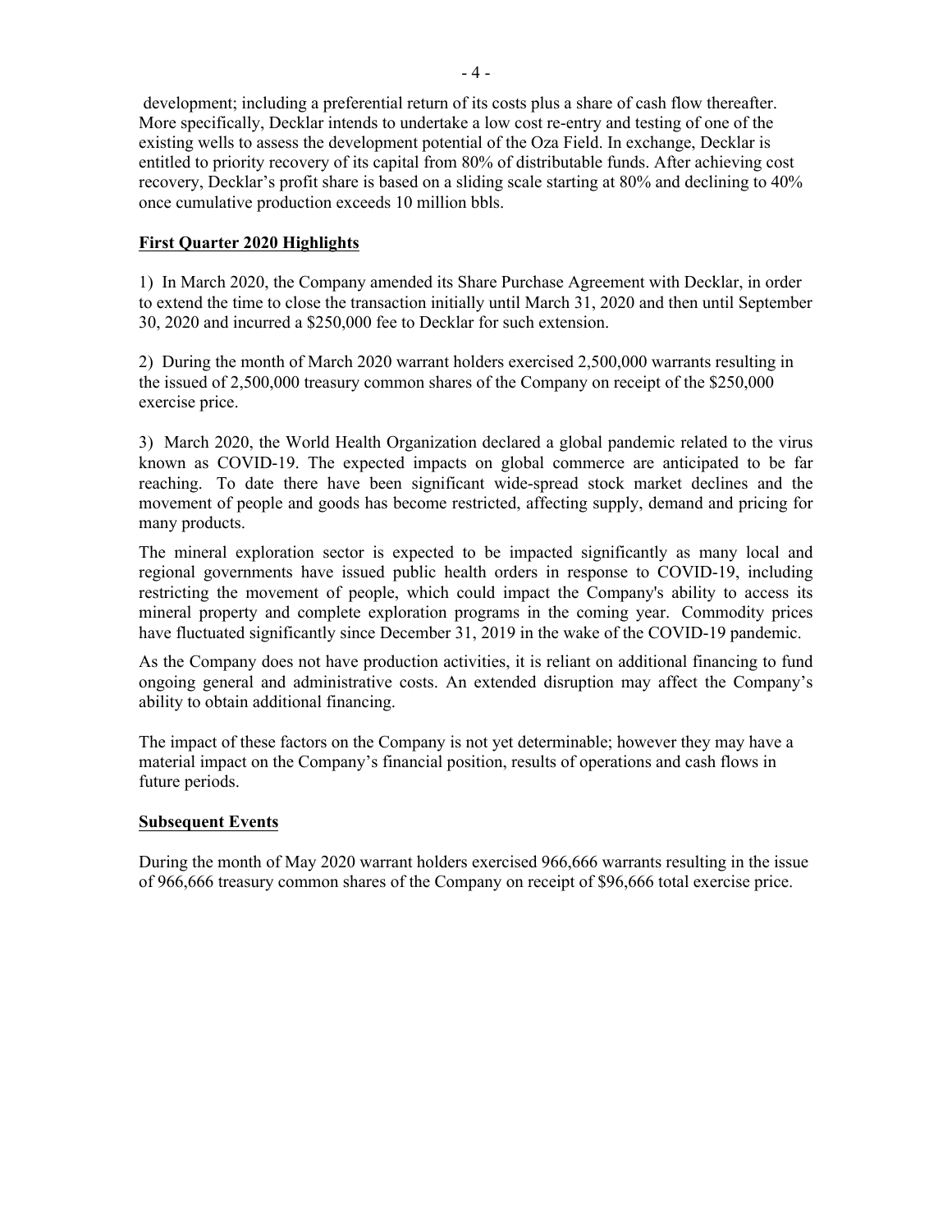development; including a preferential return of its costs plus a share of cash flow thereafter. More specifically, Decklar intends to undertake a low cost re-entry and testing of one of the existing wells to assess the development potential of the Oza Field. In exchange, Decklar is entitled to priority recovery of its capital from 80% of distributable funds. After achieving cost recovery, Decklar's profit share is based on a sliding scale starting at 80% and declining to 40% once cumulative production exceeds 10 million bbls.

## First Quarter 2020 Highlights

1) In March 2020, the Company amended its Share Purchase Agreement with Decklar, in order to extend the time to close the transaction initially until March 31, 2020 and then until September 30, 2020 and incurred a $250,000 fee to Decklar for such extension.

2) During the month of March 2020 warrant holders exercised 2,500,000 warrants resulting in the issued of 2,500,000 treasury common shares of the Company on receipt of the $250,000 exercise price.

3) March 2020, the World Health Organization declared a global pandemic related to the virus known as COVID-19. The expected impacts on global commerce are anticipated to be far reaching. To date there have been significant wide-spread stock market declines and the movement of people and goods has become restricted, affecting supply, demand and pricing for many products.

The mineral exploration sector is expected to be impacted significantly as many local and regional governments have issued public health orders in response to COVID-19, including restricting the movement of people, which could impact the Company's ability to access its mineral property and complete exploration programs in the coming year. Commodity prices have fluctuated significantly since December 31, 2019 in the wake of the COVID-19 pandemic.

As the Company does not have production activities, it is reliant on additional financing to fund ongoing general and administrative costs. An extended disruption may affect the Company's ability to obtain additional financing.

The impact of these factors on the Company is not yet determinable; however they may have a material impact on the Company's financial position, results of operations and cash flows in future periods.

## Subsequent Events

During the month of May 2020 warrant holders exercised 966,666 warrants resulting in the issue of 966,666 treasury common shares of the Company on receipt of $96,666 total exercise price.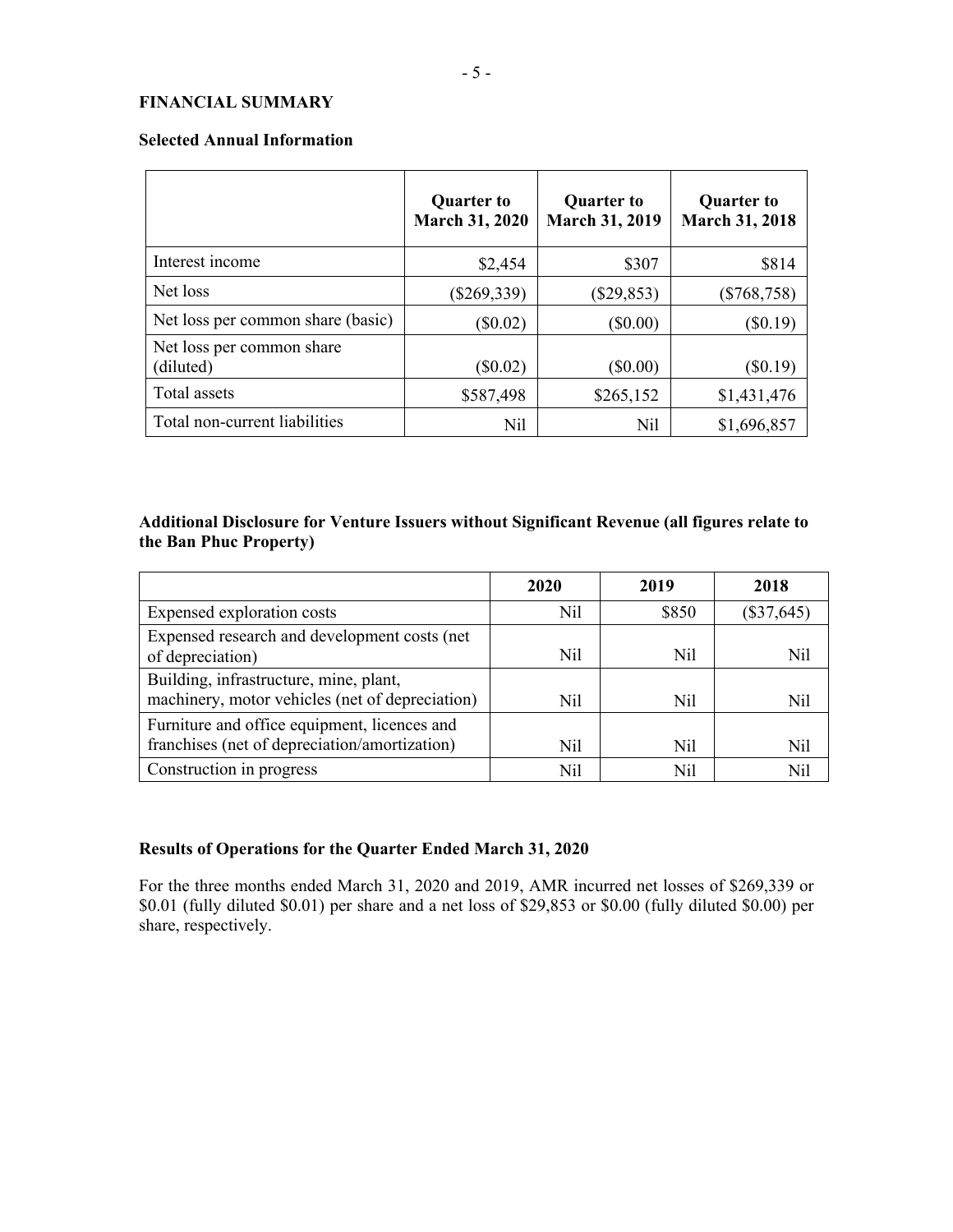## FINANCIAL SUMMARY

### Selected Annual Information

| | Quarter to March 31, 2020 | Quarter to March 31, 2019 | Quarter to March 31, 2018 |
|---|---|---|---|
| Interest income | $2,454 | $307 | $814 |
| Net loss | ($269,339) | ($29,853) | ($768,758) |
| Net loss per common share (basic) | ($0.02) | ($0.00) | ($0.19) |
| Net loss per common share (diluted) | ($0.02) | ($0.00) | ($0.19) |
| Total assets | $587,498 | $265,152 | $1,431,476 |
| Total non-current liabilities | Nil | Nil | $1,696,857 |

### Additional Disclosure for Venture Issuers without Significant Revenue (all figures relate to the Ban Phuc Property)

| | 2020 | 2019 | 2018 |
|---|---|---|---|
| Expensed exploration costs | Nil | $850 | ($37,645) |
| Expensed research and development costs (net of depreciation) | Nil | Nil | Nil |
| Building, infrastructure, mine, plant, machinery, motor vehicles (net of depreciation) | Nil | Nil | Nil |
| Furniture and office equipment, licences and franchises (net of depreciation/amortization) | Nil | Nil | Nil |
| Construction in progress | Nil | Nil | Nil |

### Results of Operations for the Quarter Ended March 31, 2020

For the three months ended March 31, 2020 and 2019, AMR incurred net losses of $269,339 or $0.01 (fully diluted $0.01) per share and a net loss of $29,853 or $0.00 (fully diluted $0.00) per share, respectively.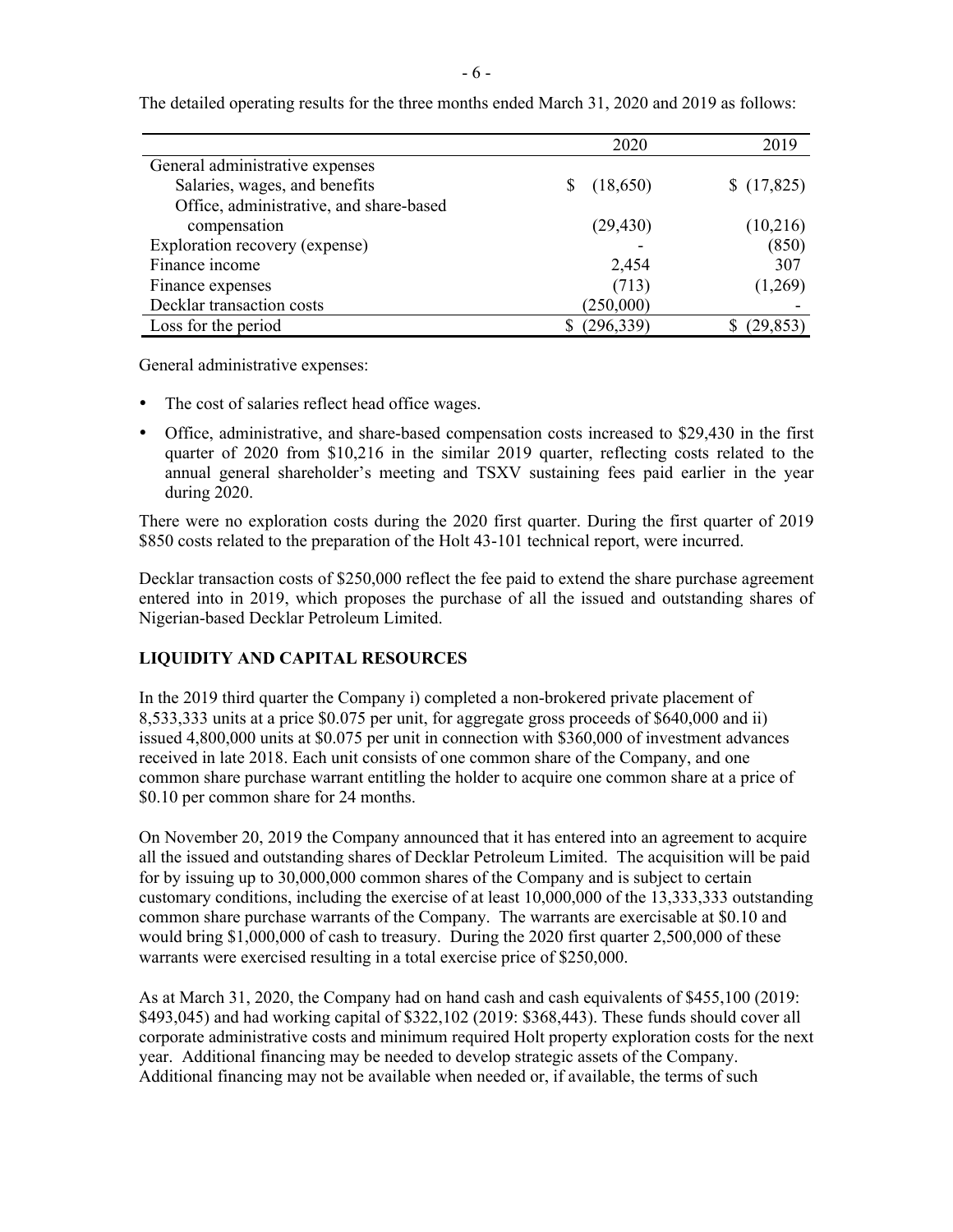The detailed operating results for the three months ended March 31, 2020 and 2019 as follows:

| | 2020 | 2019 |
|---|---|---|
| General administrative expenses | | |
| Salaries, wages, and benefits | $ (18,650) | $ (17,825) |
| Office, administrative, and share-based compensation | (29,430) | (10,216) |
| Exploration recovery (expense) | - | (850) |
| Finance income | 2,454 | 307 |
| Finance expenses | (713) | (1,269) |
| Decklar transaction costs | (250,000) | - |
| Loss for the period | $ (296,339) | $ (29,853) |

General administrative expenses:

- The cost of salaries reflect head office wages.
- Office, administrative, and share-based compensation costs increased to $29,430 in the first quarter of 2020 from $10,216 in the similar 2019 quarter, reflecting costs related to the annual general shareholder's meeting and TSXV sustaining fees paid earlier in the year during 2020.

There were no exploration costs during the 2020 first quarter. During the first quarter of 2019 $850 costs related to the preparation of the Holt 43-101 technical report, were incurred.

Decklar transaction costs of $250,000 reflect the fee paid to extend the share purchase agreement entered into in 2019, which proposes the purchase of all the issued and outstanding shares of Nigerian-based Decklar Petroleum Limited.

## LIQUIDITY AND CAPITAL RESOURCES

In the 2019 third quarter the Company i) completed a non-brokered private placement of 8,533,333 units at a price $0.075 per unit, for aggregate gross proceeds of $640,000 and ii) issued 4,800,000 units at $0.075 per unit in connection with $360,000 of investment advances received in late 2018. Each unit consists of one common share of the Company, and one common share purchase warrant entitling the holder to acquire one common share at a price of $0.10 per common share for 24 months.

On November 20, 2019 the Company announced that it has entered into an agreement to acquire all the issued and outstanding shares of Decklar Petroleum Limited. The acquisition will be paid for by issuing up to 30,000,000 common shares of the Company and is subject to certain customary conditions, including the exercise of at least 10,000,000 of the 13,333,333 outstanding common share purchase warrants of the Company. The warrants are exercisable at $0.10 and would bring $1,000,000 of cash to treasury. During the 2020 first quarter 2,500,000 of these warrants were exercised resulting in a total exercise price of $250,000.

As at March 31, 2020, the Company had on hand cash and cash equivalents of $455,100 (2019: $493,045) and had working capital of $322,102 (2019: $368,443). These funds should cover all corporate administrative costs and minimum required Holt property exploration costs for the next year. Additional financing may be needed to develop strategic assets of the Company. Additional financing may not be available when needed or, if available, the terms of such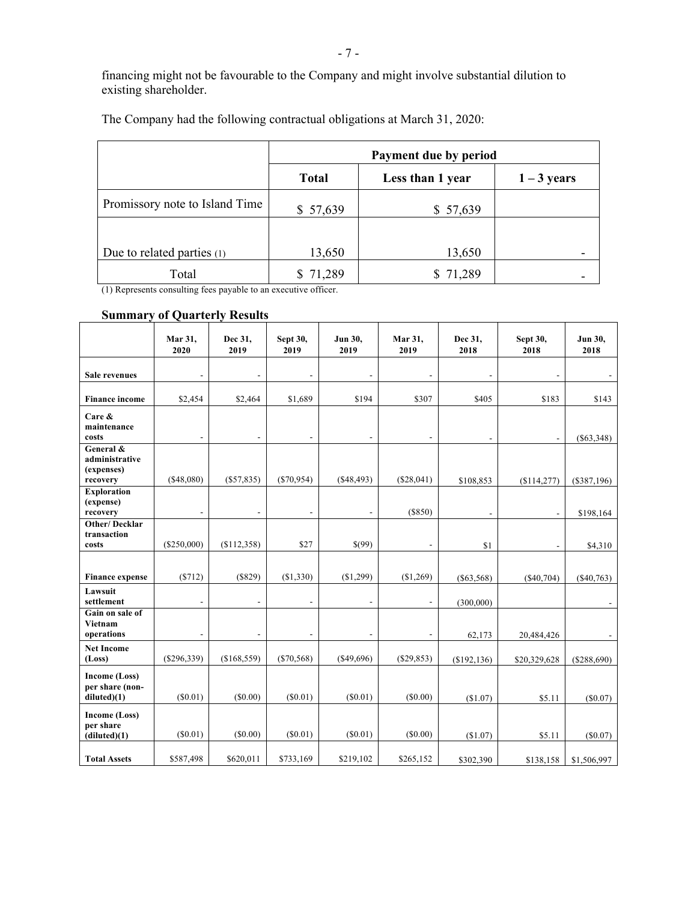financing might not be favourable to the Company and might involve substantial dilution to existing shareholder.

The Company had the following contractual obligations at March 31, 2020:

| | Payment due by period | | |
|---|---|---|---|
| | **Total** | **Less than 1 year** | **1 – 3 years** |
| Promissory note to Island Time | $ 57,639 | $ 57,639 | |
| Due to related parties (1) | 13,650 | 13,650 | - |
| Total | $ 71,289 | $ 71,289 | - |

(1) Represents consulting fees payable to an executive officer.

## Summary of Quarterly Results

| | Mar 31, 2020 | Dec 31, 2019 | Sept 30, 2019 | Jun 30, 2019 | Mar 31, 2019 | Dec 31, 2018 | Sept 30, 2018 | Jun 30, 2018 |
|---|---|---|---|---|---|---|---|---|
| **Sale revenues** | - | - | - | - | - | - | - | - |
| **Finance income** | $2,454 | $2,464 | $1,689 | $194 | $307 | $405 | $183 | $143 |
| **Care & maintenance costs** | - | - | - | - | - | - | - | ($63,348) |
| **General & administrative (expenses) recovery** | ($48,080) | ($57,835) | ($70,954) | ($48,493) | ($28,041) | $108,853 | ($114,277) | ($387,196) |
| **Exploration (expense) recovery** | - | - | - | - | ($850) | - | - | $198,164 |
| **Other/ Decklar transaction costs** | ($250,000) | ($112,358) | $27 | $(99) | - | $1 | - | $4,310 |
| **Finance expense** | ($712) | ($829) | ($1,330) | ($1,299) | ($1,269) | ($63,568) | ($40,704) | ($40,763) |
| **Lawsuit settlement** | - | - | - | - | - | (300,000) | | - |
| **Gain on sale of Vietnam operations** | - | - | - | - | - | 62,173 | 20,484,426 | - |
| **Net Income (Loss)** | ($296,339) | ($168,559) | ($70,568) | ($49,696) | ($29,853) | ($192,136) | $20,329,628 | ($288,690) |
| **Income (Loss) per share (non-diluted)(1)** | ($0.01) | ($0.00) | ($0.01) | ($0.01) | ($0.00) | ($1.07) | $5.11 | ($0.07) |
| **Income (Loss) per share (diluted)(1)** | ($0.01) | ($0.00) | ($0.01) | ($0.01) | ($0.00) | ($1.07) | $5.11 | ($0.07) |
| **Total Assets** | $587,498 | $620,011 | $733,169 | $219,102 | $265,152 | $302,390 | $138,158 | $1,506,997 |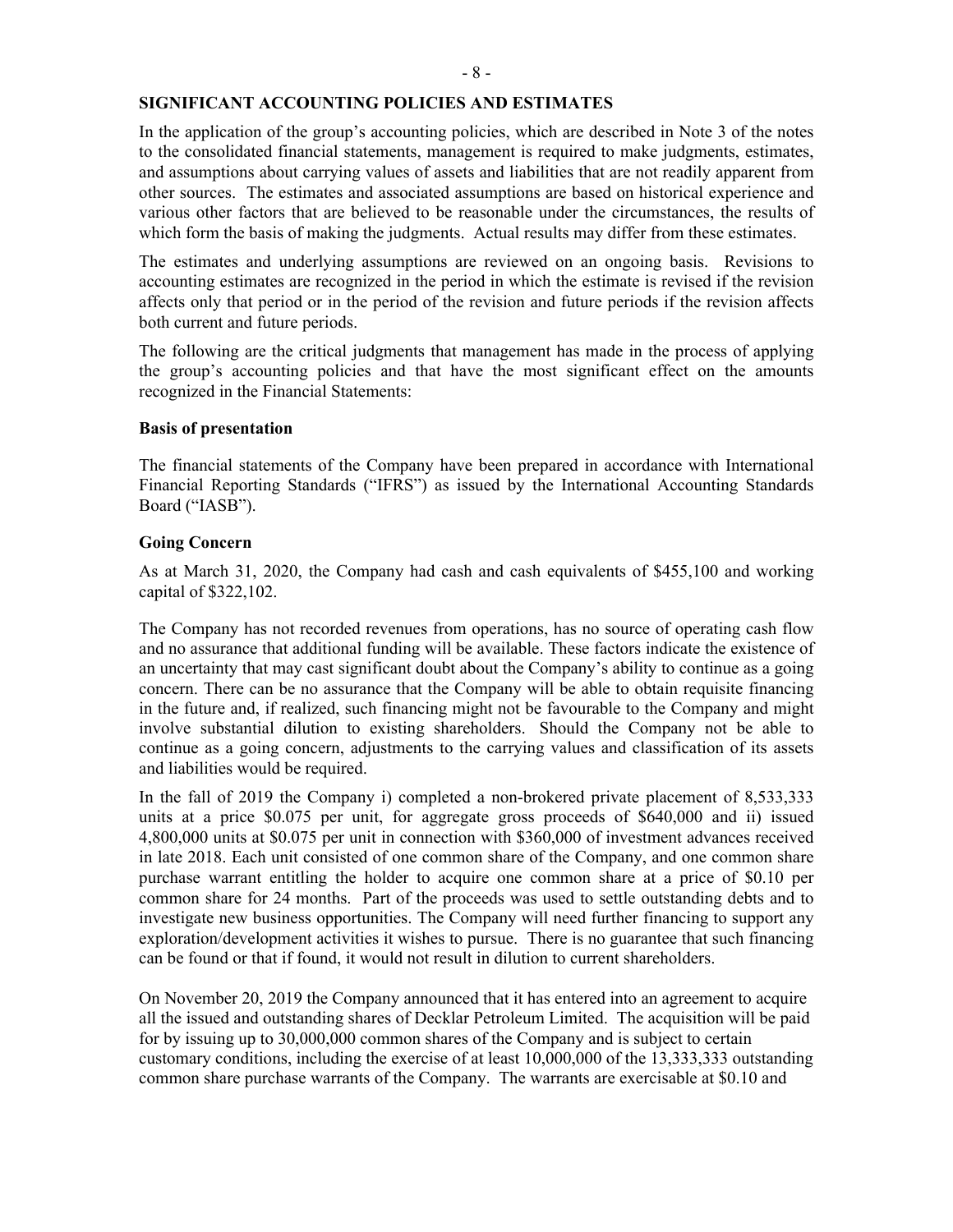## SIGNIFICANT ACCOUNTING POLICIES AND ESTIMATES

In the application of the group's accounting policies, which are described in Note 3 of the notes to the consolidated financial statements, management is required to make judgments, estimates, and assumptions about carrying values of assets and liabilities that are not readily apparent from other sources. The estimates and associated assumptions are based on historical experience and various other factors that are believed to be reasonable under the circumstances, the results of which form the basis of making the judgments. Actual results may differ from these estimates.

The estimates and underlying assumptions are reviewed on an ongoing basis. Revisions to accounting estimates are recognized in the period in which the estimate is revised if the revision affects only that period or in the period of the revision and future periods if the revision affects both current and future periods.

The following are the critical judgments that management has made in the process of applying the group's accounting policies and that have the most significant effect on the amounts recognized in the Financial Statements:

### Basis of presentation

The financial statements of the Company have been prepared in accordance with International Financial Reporting Standards ("IFRS") as issued by the International Accounting Standards Board ("IASB").

### Going Concern

As at March 31, 2020, the Company had cash and cash equivalents of $455,100 and working capital of $322,102.

The Company has not recorded revenues from operations, has no source of operating cash flow and no assurance that additional funding will be available. These factors indicate the existence of an uncertainty that may cast significant doubt about the Company's ability to continue as a going concern. There can be no assurance that the Company will be able to obtain requisite financing in the future and, if realized, such financing might not be favourable to the Company and might involve substantial dilution to existing shareholders. Should the Company not be able to continue as a going concern, adjustments to the carrying values and classification of its assets and liabilities would be required.

In the fall of 2019 the Company i) completed a non-brokered private placement of 8,533,333 units at a price $0.075 per unit, for aggregate gross proceeds of $640,000 and ii) issued 4,800,000 units at $0.075 per unit in connection with $360,000 of investment advances received in late 2018. Each unit consisted of one common share of the Company, and one common share purchase warrant entitling the holder to acquire one common share at a price of $0.10 per common share for 24 months. Part of the proceeds was used to settle outstanding debts and to investigate new business opportunities. The Company will need further financing to support any exploration/development activities it wishes to pursue. There is no guarantee that such financing can be found or that if found, it would not result in dilution to current shareholders.

On November 20, 2019 the Company announced that it has entered into an agreement to acquire all the issued and outstanding shares of Decklar Petroleum Limited. The acquisition will be paid for by issuing up to 30,000,000 common shares of the Company and is subject to certain customary conditions, including the exercise of at least 10,000,000 of the 13,333,333 outstanding common share purchase warrants of the Company. The warrants are exercisable at $0.10 and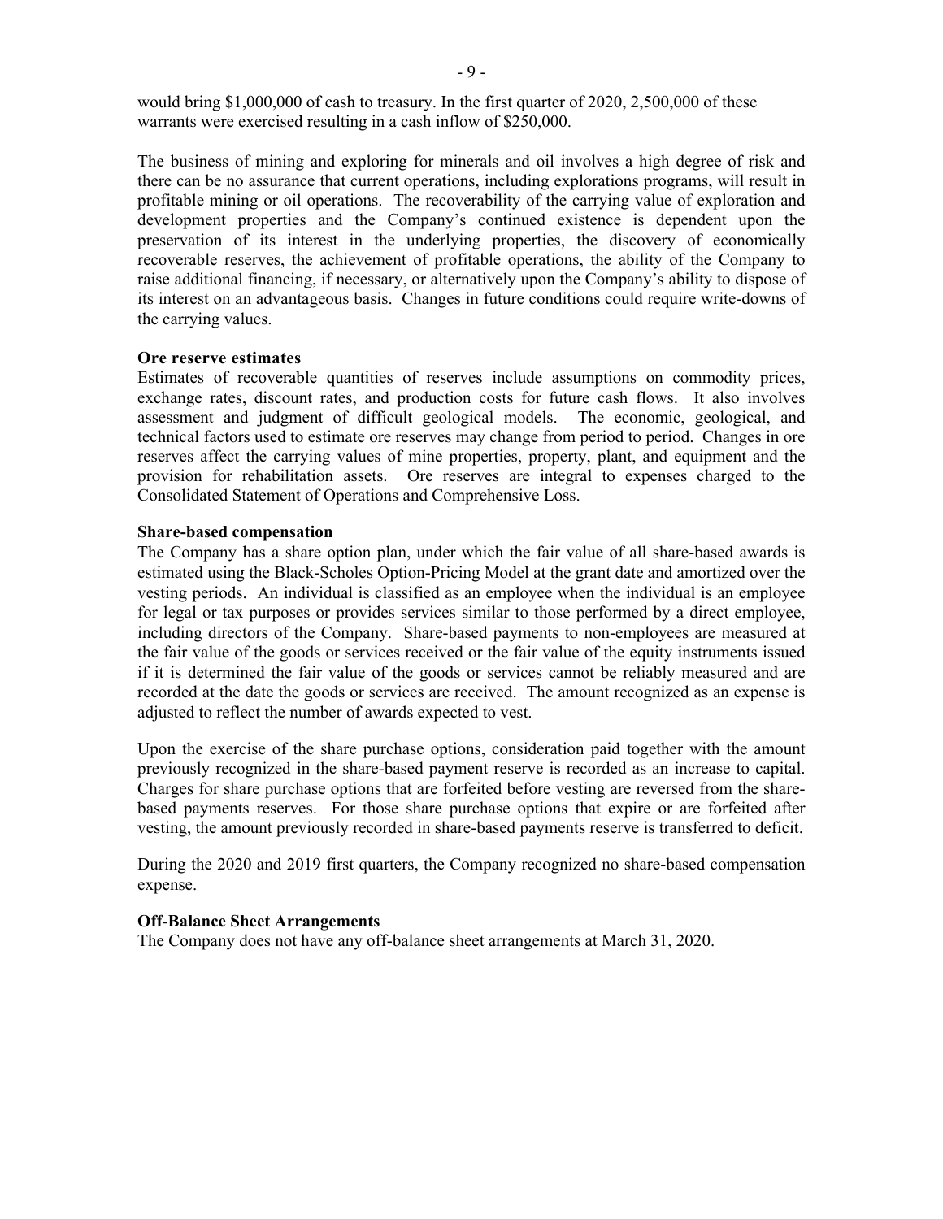would bring $1,000,000 of cash to treasury. In the first quarter of 2020, 2,500,000 of these warrants were exercised resulting in a cash inflow of $250,000.

The business of mining and exploring for minerals and oil involves a high degree of risk and there can be no assurance that current operations, including explorations programs, will result in profitable mining or oil operations. The recoverability of the carrying value of exploration and development properties and the Company's continued existence is dependent upon the preservation of its interest in the underlying properties, the discovery of economically recoverable reserves, the achievement of profitable operations, the ability of the Company to raise additional financing, if necessary, or alternatively upon the Company's ability to dispose of its interest on an advantageous basis. Changes in future conditions could require write-downs of the carrying values.

**Ore reserve estimates**

Estimates of recoverable quantities of reserves include assumptions on commodity prices, exchange rates, discount rates, and production costs for future cash flows. It also involves assessment and judgment of difficult geological models. The economic, geological, and technical factors used to estimate ore reserves may change from period to period. Changes in ore reserves affect the carrying values of mine properties, property, plant, and equipment and the provision for rehabilitation assets. Ore reserves are integral to expenses charged to the Consolidated Statement of Operations and Comprehensive Loss.

**Share-based compensation**

The Company has a share option plan, under which the fair value of all share-based awards is estimated using the Black-Scholes Option-Pricing Model at the grant date and amortized over the vesting periods. An individual is classified as an employee when the individual is an employee for legal or tax purposes or provides services similar to those performed by a direct employee, including directors of the Company. Share-based payments to non-employees are measured at the fair value of the goods or services received or the fair value of the equity instruments issued if it is determined the fair value of the goods or services cannot be reliably measured and are recorded at the date the goods or services are received. The amount recognized as an expense is adjusted to reflect the number of awards expected to vest.

Upon the exercise of the share purchase options, consideration paid together with the amount previously recognized in the share-based payment reserve is recorded as an increase to capital. Charges for share purchase options that are forfeited before vesting are reversed from the share-based payments reserves. For those share purchase options that expire or are forfeited after vesting, the amount previously recorded in share-based payments reserve is transferred to deficit.

During the 2020 and 2019 first quarters, the Company recognized no share-based compensation expense.

**Off-Balance Sheet Arrangements**

The Company does not have any off-balance sheet arrangements at March 31, 2020.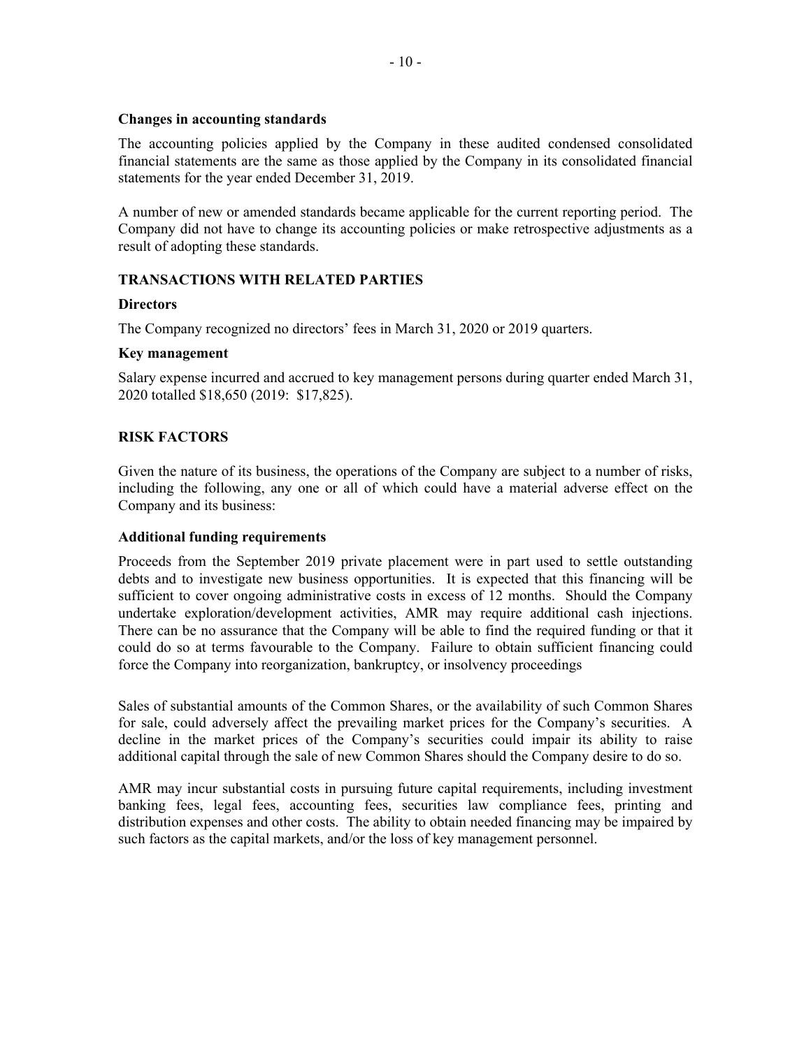### Changes in accounting standards

The accounting policies applied by the Company in these audited condensed consolidated financial statements are the same as those applied by the Company in its consolidated financial statements for the year ended December 31, 2019.

A number of new or amended standards became applicable for the current reporting period. The Company did not have to change its accounting policies or make retrospective adjustments as a result of adopting these standards.

## TRANSACTIONS WITH RELATED PARTIES

### Directors

The Company recognized no directors' fees in March 31, 2020 or 2019 quarters.

### Key management

Salary expense incurred and accrued to key management persons during quarter ended March 31, 2020 totalled $18,650 (2019: $17,825).

## RISK FACTORS

Given the nature of its business, the operations of the Company are subject to a number of risks, including the following, any one or all of which could have a material adverse effect on the Company and its business:

### Additional funding requirements

Proceeds from the September 2019 private placement were in part used to settle outstanding debts and to investigate new business opportunities. It is expected that this financing will be sufficient to cover ongoing administrative costs in excess of 12 months. Should the Company undertake exploration/development activities, AMR may require additional cash injections. There can be no assurance that the Company will be able to find the required funding or that it could do so at terms favourable to the Company. Failure to obtain sufficient financing could force the Company into reorganization, bankruptcy, or insolvency proceedings

Sales of substantial amounts of the Common Shares, or the availability of such Common Shares for sale, could adversely affect the prevailing market prices for the Company's securities. A decline in the market prices of the Company's securities could impair its ability to raise additional capital through the sale of new Common Shares should the Company desire to do so.

AMR may incur substantial costs in pursuing future capital requirements, including investment banking fees, legal fees, accounting fees, securities law compliance fees, printing and distribution expenses and other costs. The ability to obtain needed financing may be impaired by such factors as the capital markets, and/or the loss of key management personnel.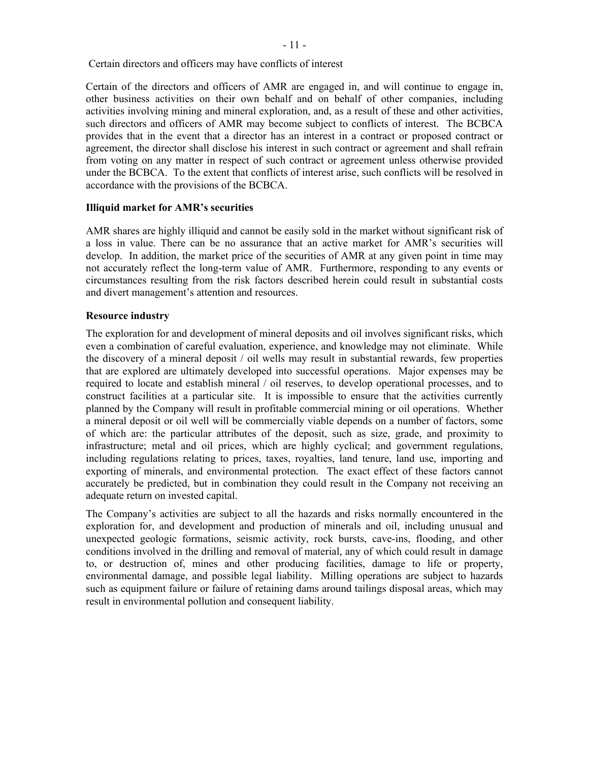Certain directors and officers may have conflicts of interest

Certain of the directors and officers of AMR are engaged in, and will continue to engage in, other business activities on their own behalf and on behalf of other companies, including activities involving mining and mineral exploration, and, as a result of these and other activities, such directors and officers of AMR may become subject to conflicts of interest. The BCBCA provides that in the event that a director has an interest in a contract or proposed contract or agreement, the director shall disclose his interest in such contract or agreement and shall refrain from voting on any matter in respect of such contract or agreement unless otherwise provided under the BCBCA. To the extent that conflicts of interest arise, such conflicts will be resolved in accordance with the provisions of the BCBCA.

**Illiquid market for AMR's securities**

AMR shares are highly illiquid and cannot be easily sold in the market without significant risk of a loss in value. There can be no assurance that an active market for AMR's securities will develop. In addition, the market price of the securities of AMR at any given point in time may not accurately reflect the long-term value of AMR. Furthermore, responding to any events or circumstances resulting from the risk factors described herein could result in substantial costs and divert management's attention and resources.

**Resource industry**

The exploration for and development of mineral deposits and oil involves significant risks, which even a combination of careful evaluation, experience, and knowledge may not eliminate. While the discovery of a mineral deposit / oil wells may result in substantial rewards, few properties that are explored are ultimately developed into successful operations. Major expenses may be required to locate and establish mineral / oil reserves, to develop operational processes, and to construct facilities at a particular site. It is impossible to ensure that the activities currently planned by the Company will result in profitable commercial mining or oil operations. Whether a mineral deposit or oil well will be commercially viable depends on a number of factors, some of which are: the particular attributes of the deposit, such as size, grade, and proximity to infrastructure; metal and oil prices, which are highly cyclical; and government regulations, including regulations relating to prices, taxes, royalties, land tenure, land use, importing and exporting of minerals, and environmental protection. The exact effect of these factors cannot accurately be predicted, but in combination they could result in the Company not receiving an adequate return on invested capital.

The Company's activities are subject to all the hazards and risks normally encountered in the exploration for, and development and production of minerals and oil, including unusual and unexpected geologic formations, seismic activity, rock bursts, cave-ins, flooding, and other conditions involved in the drilling and removal of material, any of which could result in damage to, or destruction of, mines and other producing facilities, damage to life or property, environmental damage, and possible legal liability. Milling operations are subject to hazards such as equipment failure or failure of retaining dams around tailings disposal areas, which may result in environmental pollution and consequent liability.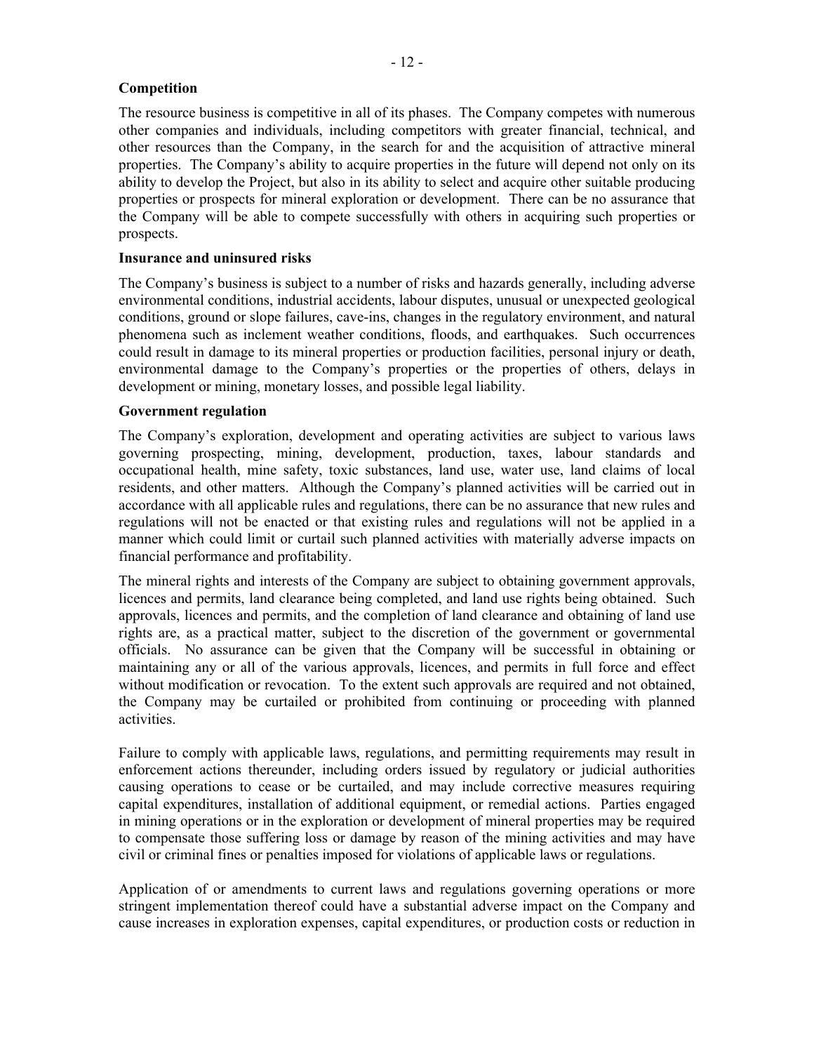**Competition**

The resource business is competitive in all of its phases. The Company competes with numerous other companies and individuals, including competitors with greater financial, technical, and other resources than the Company, in the search for and the acquisition of attractive mineral properties. The Company's ability to acquire properties in the future will depend not only on its ability to develop the Project, but also in its ability to select and acquire other suitable producing properties or prospects for mineral exploration or development. There can be no assurance that the Company will be able to compete successfully with others in acquiring such properties or prospects.

**Insurance and uninsured risks**

The Company's business is subject to a number of risks and hazards generally, including adverse environmental conditions, industrial accidents, labour disputes, unusual or unexpected geological conditions, ground or slope failures, cave-ins, changes in the regulatory environment, and natural phenomena such as inclement weather conditions, floods, and earthquakes. Such occurrences could result in damage to its mineral properties or production facilities, personal injury or death, environmental damage to the Company's properties or the properties of others, delays in development or mining, monetary losses, and possible legal liability.

**Government regulation**

The Company's exploration, development and operating activities are subject to various laws governing prospecting, mining, development, production, taxes, labour standards and occupational health, mine safety, toxic substances, land use, water use, land claims of local residents, and other matters. Although the Company's planned activities will be carried out in accordance with all applicable rules and regulations, there can be no assurance that new rules and regulations will not be enacted or that existing rules and regulations will not be applied in a manner which could limit or curtail such planned activities with materially adverse impacts on financial performance and profitability.

The mineral rights and interests of the Company are subject to obtaining government approvals, licences and permits, land clearance being completed, and land use rights being obtained. Such approvals, licences and permits, and the completion of land clearance and obtaining of land use rights are, as a practical matter, subject to the discretion of the government or governmental officials. No assurance can be given that the Company will be successful in obtaining or maintaining any or all of the various approvals, licences, and permits in full force and effect without modification or revocation. To the extent such approvals are required and not obtained, the Company may be curtailed or prohibited from continuing or proceeding with planned activities.

Failure to comply with applicable laws, regulations, and permitting requirements may result in enforcement actions thereunder, including orders issued by regulatory or judicial authorities causing operations to cease or be curtailed, and may include corrective measures requiring capital expenditures, installation of additional equipment, or remedial actions. Parties engaged in mining operations or in the exploration or development of mineral properties may be required to compensate those suffering loss or damage by reason of the mining activities and may have civil or criminal fines or penalties imposed for violations of applicable laws or regulations.

Application of or amendments to current laws and regulations governing operations or more stringent implementation thereof could have a substantial adverse impact on the Company and cause increases in exploration expenses, capital expenditures, or production costs or reduction in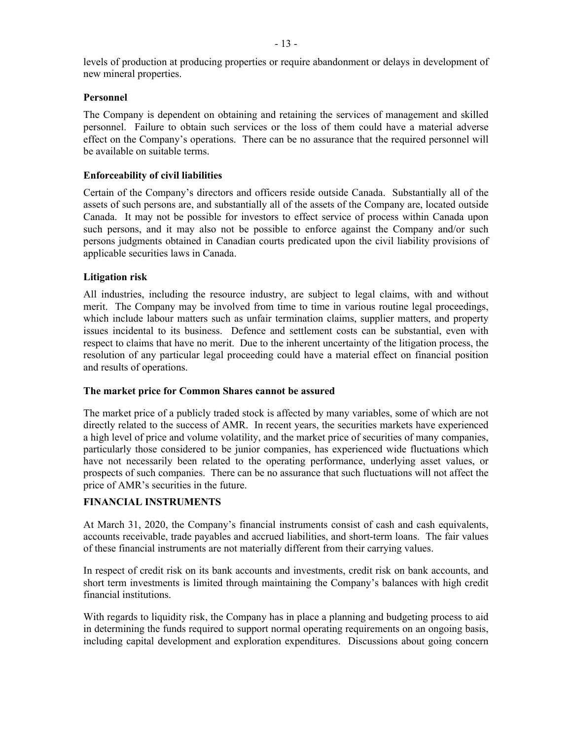levels of production at producing properties or require abandonment or delays in development of new mineral properties.

### Personnel

The Company is dependent on obtaining and retaining the services of management and skilled personnel. Failure to obtain such services or the loss of them could have a material adverse effect on the Company's operations. There can be no assurance that the required personnel will be available on suitable terms.

### Enforceability of civil liabilities

Certain of the Company's directors and officers reside outside Canada. Substantially all of the assets of such persons are, and substantially all of the assets of the Company are, located outside Canada. It may not be possible for investors to effect service of process within Canada upon such persons, and it may also not be possible to enforce against the Company and/or such persons judgments obtained in Canadian courts predicated upon the civil liability provisions of applicable securities laws in Canada.

### Litigation risk

All industries, including the resource industry, are subject to legal claims, with and without merit. The Company may be involved from time to time in various routine legal proceedings, which include labour matters such as unfair termination claims, supplier matters, and property issues incidental to its business. Defence and settlement costs can be substantial, even with respect to claims that have no merit. Due to the inherent uncertainty of the litigation process, the resolution of any particular legal proceeding could have a material effect on financial position and results of operations.

### The market price for Common Shares cannot be assured

The market price of a publicly traded stock is affected by many variables, some of which are not directly related to the success of AMR. In recent years, the securities markets have experienced a high level of price and volume volatility, and the market price of securities of many companies, particularly those considered to be junior companies, has experienced wide fluctuations which have not necessarily been related to the operating performance, underlying asset values, or prospects of such companies. There can be no assurance that such fluctuations will not affect the price of AMR's securities in the future.

## FINANCIAL INSTRUMENTS

At March 31, 2020, the Company's financial instruments consist of cash and cash equivalents, accounts receivable, trade payables and accrued liabilities, and short-term loans. The fair values of these financial instruments are not materially different from their carrying values.

In respect of credit risk on its bank accounts and investments, credit risk on bank accounts, and short term investments is limited through maintaining the Company's balances with high credit financial institutions.

With regards to liquidity risk, the Company has in place a planning and budgeting process to aid in determining the funds required to support normal operating requirements on an ongoing basis, including capital development and exploration expenditures. Discussions about going concern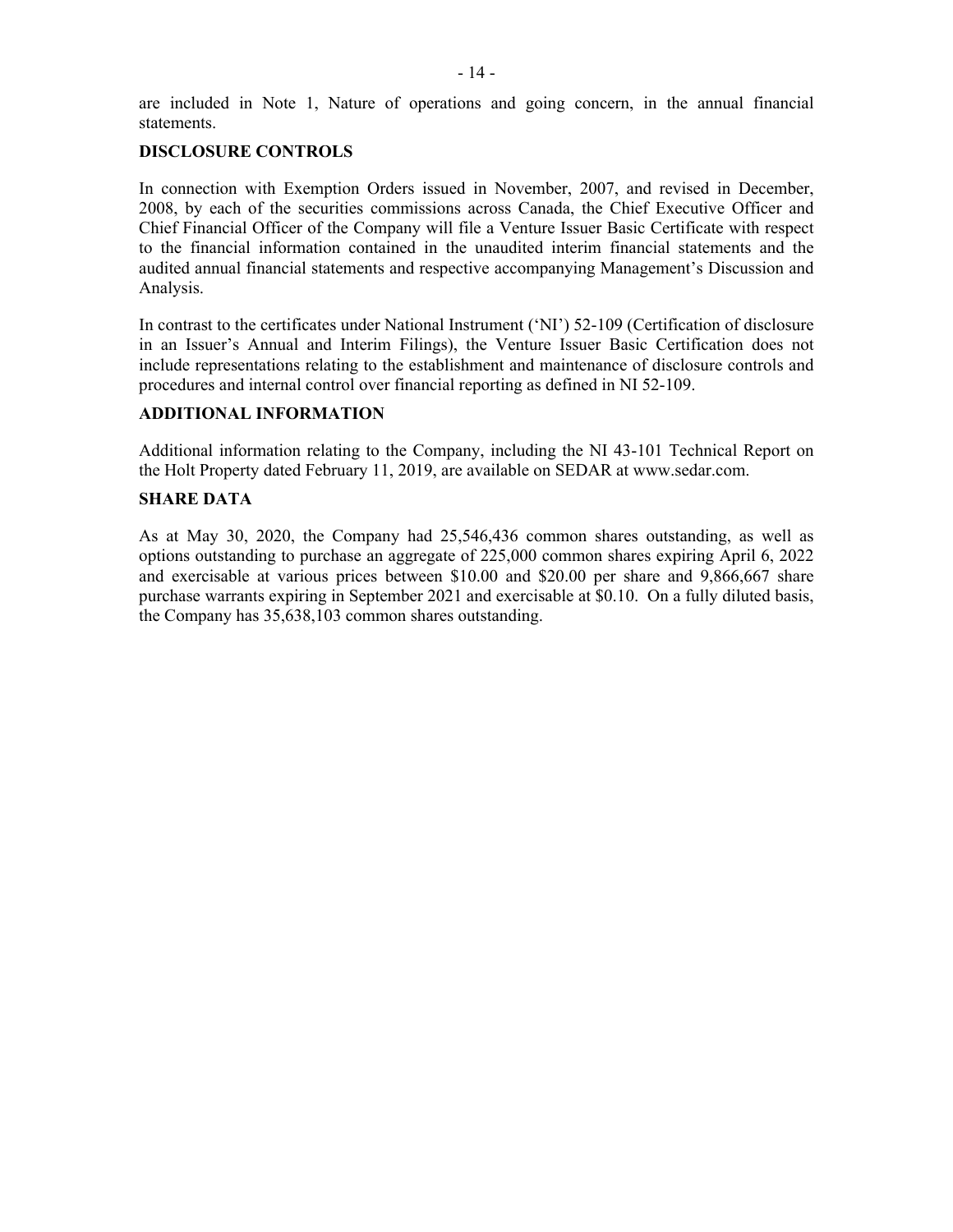are included in Note 1, Nature of operations and going concern, in the annual financial statements.

## DISCLOSURE CONTROLS

In connection with Exemption Orders issued in November, 2007, and revised in December, 2008, by each of the securities commissions across Canada, the Chief Executive Officer and Chief Financial Officer of the Company will file a Venture Issuer Basic Certificate with respect to the financial information contained in the unaudited interim financial statements and the audited annual financial statements and respective accompanying Management's Discussion and Analysis.

In contrast to the certificates under National Instrument ('NI') 52-109 (Certification of disclosure in an Issuer's Annual and Interim Filings), the Venture Issuer Basic Certification does not include representations relating to the establishment and maintenance of disclosure controls and procedures and internal control over financial reporting as defined in NI 52-109.

## ADDITIONAL INFORMATION

Additional information relating to the Company, including the NI 43-101 Technical Report on the Holt Property dated February 11, 2019, are available on SEDAR at www.sedar.com.

## SHARE DATA

As at May 30, 2020, the Company had 25,546,436 common shares outstanding, as well as options outstanding to purchase an aggregate of 225,000 common shares expiring April 6, 2022 and exercisable at various prices between $10.00 and $20.00 per share and 9,866,667 share purchase warrants expiring in September 2021 and exercisable at $0.10. On a fully diluted basis, the Company has 35,638,103 common shares outstanding.